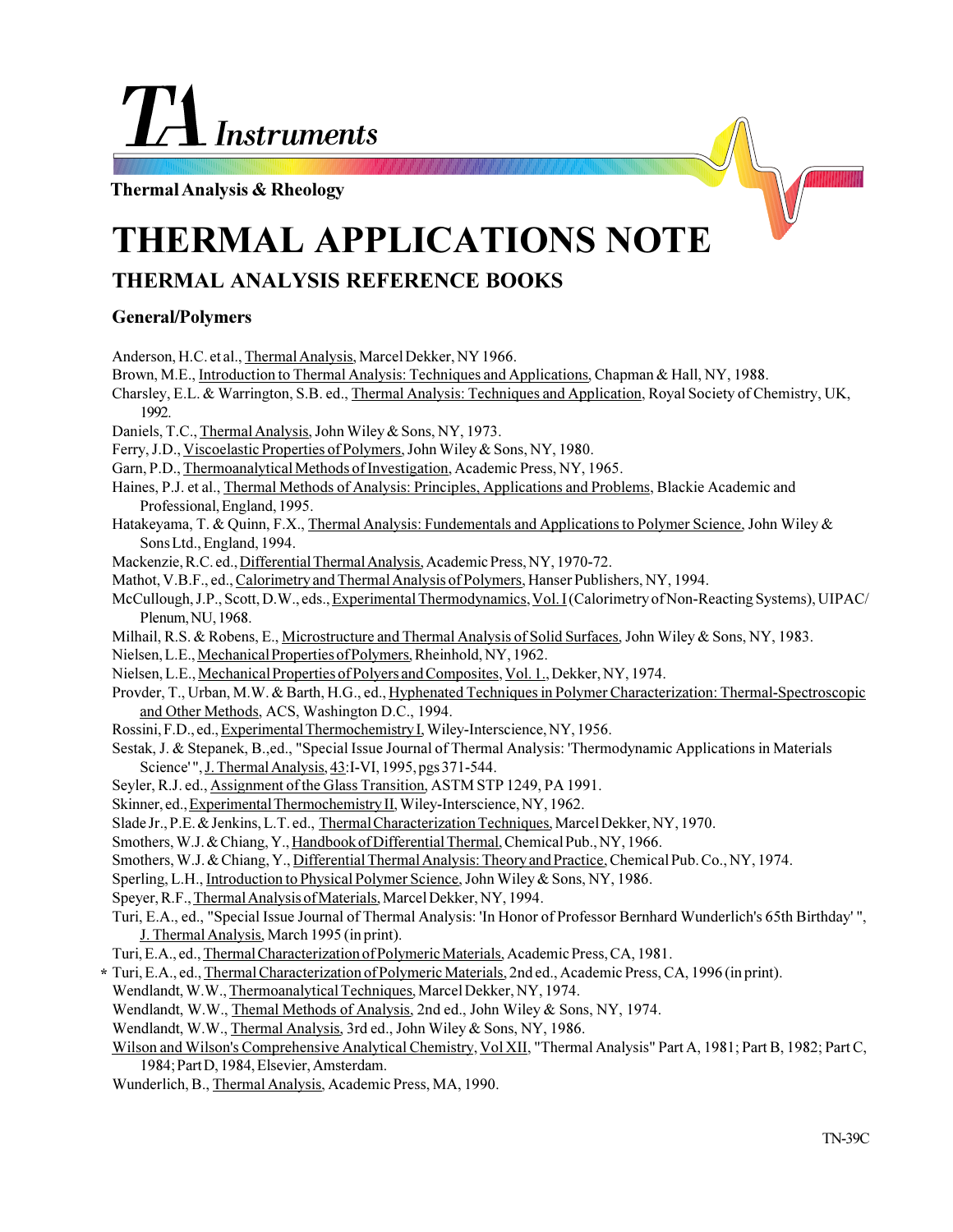TA Instruments

Thermal Analysis & Rheology

# THERMAL APPLICATIONS NOTE

## THERMAL ANALYSIS REFERENCE BOOKS

### General/Polymers

Anderson, H.C. et al., Thermal Analysis, Marcel Dekker, NY 1966.

Brown, M.E., Introduction to Thermal Analysis: Techniques and Applications, Chapman & Hall, NY, 1988.

Charsley, E.L. & Warrington, S.B. ed., Thermal Analysis: Techniques and Application, Royal Society of Chemistry, UK, 1992.

Daniels, T.C., Thermal Analysis, John Wiley & Sons, NY, 1973.

Ferry, J.D., Viscoelastic Properties of Polymers, John Wiley & Sons, NY, 1980.

Garn, P.D., Thermoanalytical Methods of Investigation, Academic Press, NY, 1965.

Haines, P.J. et al., Thermal Methods of Analysis: Principles, Applications and Problems, Blackie Academic and Professional, England, 1995.

Hatakeyama, T. & Quinn, F.X., Thermal Analysis: Fundementals and Applications to Polymer Science, John Wiley & Sons Ltd., England, 1994.

Mackenzie, R.C. ed., Differential Thermal Analysis, Academic Press, NY, 1970-72.

Mathot, V.B.F., ed., Calorimetry and Thermal Analysis of Polymers, Hanser Publishers, NY, 1994.

McCullough, J.P., Scott, D.W., eds., Experimental Thermodynamics, Vol. I (Calorimetry of Non-Reacting Systems), UIPAC/ Plenum, NU, 1968.

Milhail, R.S. & Robens, E., Microstructure and Thermal Analysis of Solid Surfaces, John Wiley & Sons, NY, 1983.

Nielsen, L.E., Mechanical Properties of Polymers, Rheinhold, NY, 1962.

Nielsen, L.E., Mechanical Properties of Polyers and Composites, Vol. 1., Dekker, NY, 1974.

Provder, T., Urban, M.W. & Barth, H.G., ed., Hyphenated Techniques in Polymer Characterization: Thermal-Spectroscopic and Other Methods, ACS, Washington D.C., 1994.

Rossini, F.D., ed., Experimental Thermochemistry I, Wiley-Interscience, NY, 1956.

Sestak, J. & Stepanek, B.,ed., "Special Issue Journal of Thermal Analysis: 'Thermodynamic Applications in Materials Science' ", J. Thermal Analysis, 43:I-VI, 1995, pgs 371-544.

Seyler, R.J. ed., Assignment of the Glass Transition, ASTM STP 1249, PA 1991.

Skinner, ed., Experimental Thermochemistry II, Wiley-Interscience, NY, 1962.

Slade Jr., P.E. & Jenkins, L.T. ed., Thermal Characterization Techniques, Marcel Dekker, NY, 1970.

Smothers, W.J. & Chiang, Y., Handbook of Differential Thermal, Chemical Pub., NY, 1966.

Smothers, W.J. & Chiang, Y., Differential Thermal Analysis: Theory and Practice, Chemical Pub. Co., NY, 1974.

Sperling, L.H., Introduction to Physical Polymer Science, John Wiley & Sons, NY, 1986.

Speyer, R.F., Thermal Analysis of Materials, Marcel Dekker, NY, 1994.

Turi, E.A., ed., "Special Issue Journal of Thermal Analysis: 'In Honor of Professor Bernhard Wunderlich's 65th Birthday' ", J. Thermal Analysis, March 1995 (in print).

Turi, E.A., ed., Thermal Characterization of Polymeric Materials, Academic Press, CA, 1981.

* Turi, E.A., ed., Thermal Characterization of Polymeric Materials, 2nd ed., Academic Press, CA, 1996 (in print).

Wendlandt, W.W., Thermoanalytical Techniques, Marcel Dekker, NY, 1974.

Wendlandt, W.W., Themal Methods of Analysis, 2nd ed., John Wiley & Sons, NY, 1974.

Wendlandt, W.W., Thermal Analysis, 3rd ed., John Wiley & Sons, NY, 1986.

Wilson and Wilson's Comprehensive Analytical Chemistry, Vol XII, "Thermal Analysis" Part A, 1981; Part B, 1982; Part C, 1984; Part D, 1984, Elsevier, Amsterdam.

Wunderlich, B., Thermal Analysis, Academic Press, MA, 1990.

TN-39C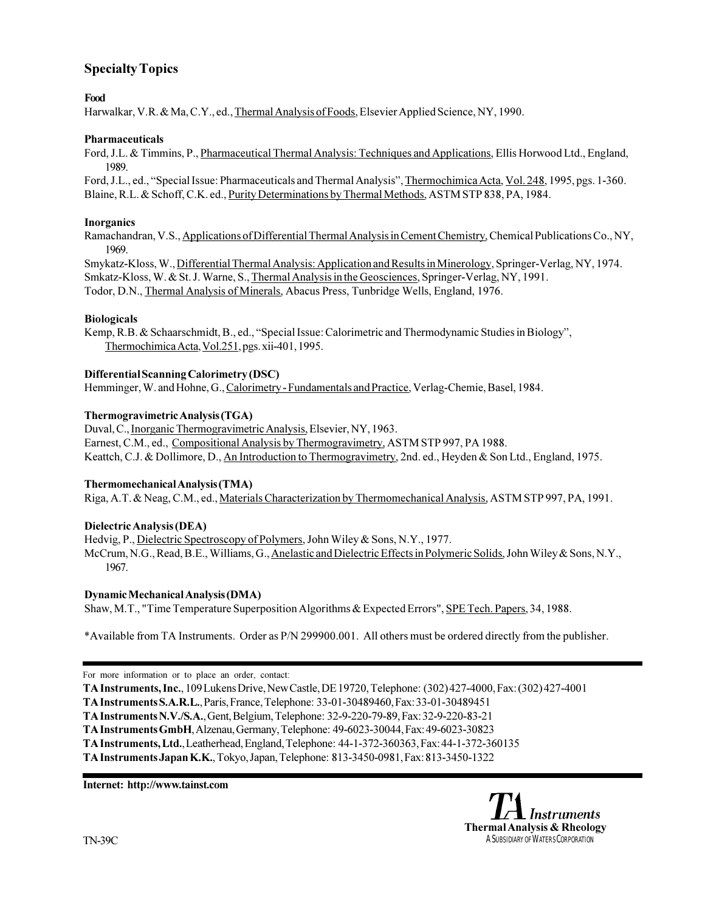## Specialty Topics

**Food**

Harwalkar, V.R. & Ma, C.Y., ed., Thermal Analysis of Foods, Elsevier Applied Science, NY, 1990.

**Pharmaceuticals**

Ford, J.L. & Timmins, P., Pharmaceutical Thermal Analysis: Techniques and Applications, Ellis Horwood Ltd., England, 1989.

Ford, J.L., ed., "Special Issue: Pharmaceuticals and Thermal Analysis", Thermochimica Acta, Vol. 248, 1995, pgs. 1-360.

Blaine, R.L. & Schoff, C.K. ed., Purity Determinations by Thermal Methods, ASTM STP 838, PA, 1984.

**Inorganics**

Ramachandran, V.S., Applications of Differential Thermal Analysis in Cement Chemistry, Chemical Publications Co., NY, 1969.

Smykatz-Kloss, W., Differential Thermal Analysis: Application and Results in Minerology, Springer-Verlag, NY, 1974.

Smkatz-Kloss, W. & St. J. Warne, S., Thermal Analysis in the Geosciences, Springer-Verlag, NY, 1991.

Todor, D.N., Thermal Analysis of Minerals, Abacus Press, Tunbridge Wells, England, 1976.

**Biologicals**

Kemp, R.B. & Schaarschmidt, B., ed., "Special Issue: Calorimetric and Thermodynamic Studies in Biology", Thermochimica Acta, Vol.251, pgs. xii-401, 1995.

**Differential Scanning Calorimetry (DSC)**

Hemminger, W. and Hohne, G., Calorimetry - Fundamentals and Practice, Verlag-Chemie, Basel, 1984.

**Thermogravimetric Analysis (TGA)**

Duval, C., Inorganic Thermogravimetric Analysis, Elsevier, NY, 1963.

Earnest, C.M., ed., Compositional Analysis by Thermogravimetry, ASTM STP 997, PA 1988.

Keattch, C.J. & Dollimore, D., An Introduction to Thermogravimetry, 2nd. ed., Heyden & Son Ltd., England, 1975.

**Thermomechanical Analysis (TMA)**

Riga, A.T. & Neag, C.M., ed., Materials Characterization by Thermomechanical Analysis, ASTM STP 997, PA, 1991.

**Dielectric Analysis (DEA)**

Hedvig, P., Dielectric Spectroscopy of Polymers, John Wiley & Sons, N.Y., 1977.

McCrum, N.G., Read, B.E., Williams, G., Anelastic and Dielectric Effects in Polymeric Solids, John Wiley & Sons, N.Y., 1967.

**Dynamic Mechanical Analysis (DMA)**

Shaw, M.T., "Time Temperature Superposition Algorithms & Expected Errors", SPE Tech. Papers, 34, 1988.

*Available from TA Instruments. Order as P/N 299900.001. All others must be ordered directly from the publisher.

---

For more information or to place an order, contact:

**TA Instruments, Inc.**, 109 Lukens Drive, New Castle, DE 19720, Telephone: (302) 427-4000, Fax: (302) 427-4001

**TA Instruments S.A.R.L.**, Paris, France, Telephone: 33-01-30489460, Fax: 33-01-30489451

**TA Instruments N.V./S.A.**, Gent, Belgium, Telephone: 32-9-220-79-89, Fax: 32-9-220-83-21

**TA Instruments GmbH**, Alzenau, Germany, Telephone: 49-6023-30044, Fax: 49-6023-30823

**TA Instruments, Ltd.**, Leatherhead, England, Telephone: 44-1-372-360363, Fax: 44-1-372-360135

**TA Instruments Japan K.K.**, Tokyo, Japan, Telephone: 813-3450-0981, Fax: 813-3450-1322

---

**Internet: http://www.tainst.com**

TA Instruments
Thermal Analysis & Rheology
A Subsidiary of Waters Corporation

TN-39C